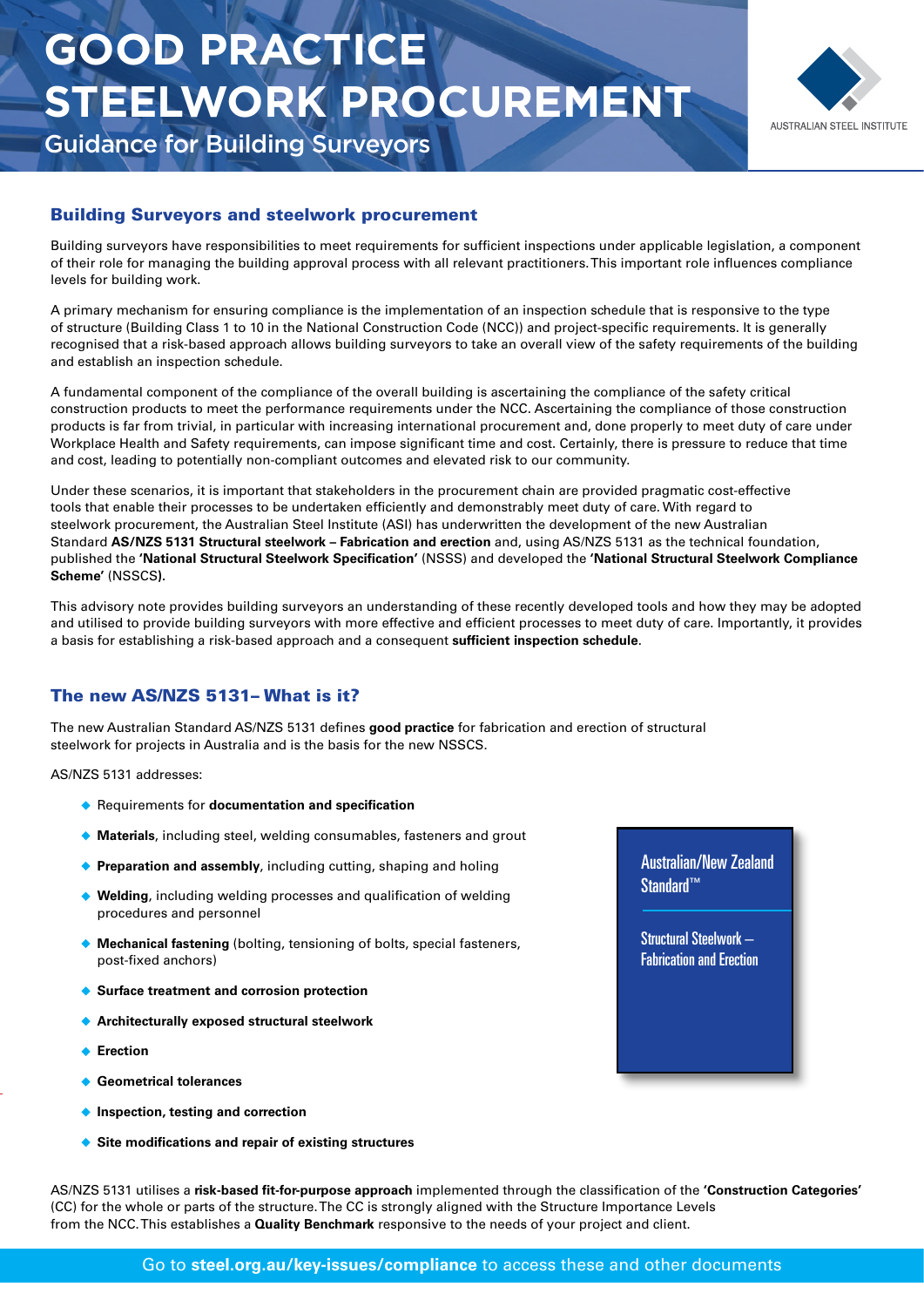# GOOD PRACTICE STEELWORK PROCUREMENT

Guidance for Building Surveyors

AUSTRALIAN STEEL INSTITUTE

## Building Surveyors and steelwork procurement

Building surveyors have responsibilities to meet requirements for sufficient inspections under applicable legislation, a component of their role for managing the building approval process with all relevant practitioners. This important role influences compliance levels for building work.

A primary mechanism for ensuring compliance is the implementation of an inspection schedule that is responsive to the type of structure (Building Class 1 to 10 in the National Construction Code (NCC)) and project-specific requirements. It is generally recognised that a risk-based approach allows building surveyors to take an overall view of the safety requirements of the building and establish an inspection schedule.

A fundamental component of the compliance of the overall building is ascertaining the compliance of the safety critical construction products to meet the performance requirements under the NCC. Ascertaining the compliance of those construction products is far from trivial, in particular with increasing international procurement and, done properly to meet duty of care under Workplace Health and Safety requirements, can impose significant time and cost. Certainly, there is pressure to reduce that time and cost, leading to potentially non-compliant outcomes and elevated risk to our community.

Under these scenarios, it is important that stakeholders in the procurement chain are provided pragmatic cost-effective tools that enable their processes to be undertaken efficiently and demonstrably meet duty of care. With regard to steelwork procurement, the Australian Steel Institute (ASI) has underwritten the development of the new Australian Standard **AS/NZS 5131 Structural steelwork – Fabrication and erection** and, using AS/NZS 5131 as the technical foundation, published the **'National Structural Steelwork Specification'** (NSSS) and developed the **'National Structural Steelwork Compliance Scheme'** (NSSCS).

This advisory note provides building surveyors an understanding of these recently developed tools and how they may be adopted and utilised to provide building surveyors with more effective and efficient processes to meet duty of care. Importantly, it provides a basis for establishing a risk-based approach and a consequent **sufficient inspection schedule**.

## The new AS/NZS 5131– What is it?

The new Australian Standard AS/NZS 5131 defines **good practice** for fabrication and erection of structural steelwork for projects in Australia and is the basis for the new NSSCS.

AS/NZS 5131 addresses:

- Requirements for **documentation and specification**
- **Materials**, including steel, welding consumables, fasteners and grout
- **Preparation and assembly**, including cutting, shaping and holing
- **Welding**, including welding processes and qualification of welding procedures and personnel
- **Mechanical fastening** (bolting, tensioning of bolts, special fasteners, post-fixed anchors)
- **Surface treatment and corrosion protection**
- **Architecturally exposed structural steelwork**
- **Erection**
- **Geometrical tolerances**
- **Inspection, testing and correction**
- **Site modifications and repair of existing structures**

Australian/New Zealand Standard™

Structural Steelwork – Fabrication and Erection

AS/NZS 5131 utilises a **risk-based fit-for-purpose approach** implemented through the classification of the **'Construction Categories'** (CC) for the whole or parts of the structure. The CC is strongly aligned with the Structure Importance Levels from the NCC. This establishes a **Quality Benchmark** responsive to the needs of your project and client.

Go to **steel.org.au/key-issues/compliance** to access these and other documents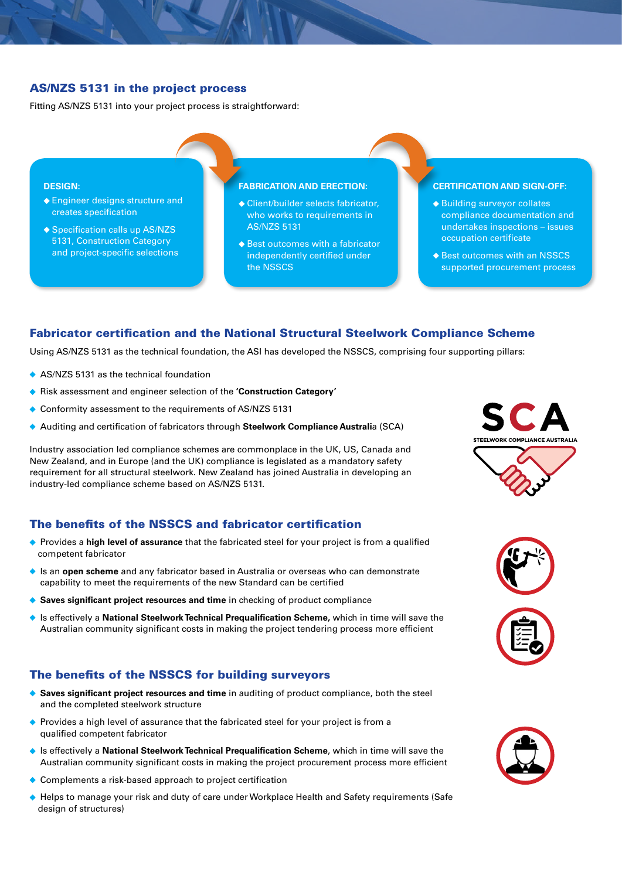## AS/NZS 5131 in the project process

Fitting AS/NZS 5131 into your project process is straightforward:

**DESIGN:**

- Engineer designs structure and creates specification
- Specification calls up AS/NZS 5131, Construction Category and project-specific selections

**FABRICATION AND ERECTION:**

- Client/builder selects fabricator, who works to requirements in AS/NZS 5131
- Best outcomes with a fabricator independently certified under the NSSCS

**CERTIFICATION AND SIGN-OFF:**

- Building surveyor collates compliance documentation and undertakes inspections – issues occupation certificate
- Best outcomes with an NSSCS supported procurement process

## Fabricator certification and the National Structural Steelwork Compliance Scheme

Using AS/NZS 5131 as the technical foundation, the ASI has developed the NSSCS, comprising four supporting pillars:

- AS/NZS 5131 as the technical foundation
- Risk assessment and engineer selection of the **'Construction Category'**
- Conformity assessment to the requirements of AS/NZS 5131
- Auditing and certification of fabricators through **Steelwork Compliance Australia** (SCA)

Industry association led compliance schemes are commonplace in the UK, US, Canada and New Zealand, and in Europe (and the UK) compliance is legislated as a mandatory safety requirement for all structural steelwork. New Zealand has joined Australia in developing an industry-led compliance scheme based on AS/NZS 5131.

## The benefits of the NSSCS and fabricator certification

- Provides a **high level of assurance** that the fabricated steel for your project is from a qualified competent fabricator
- Is an **open scheme** and any fabricator based in Australia or overseas who can demonstrate capability to meet the requirements of the new Standard can be certified
- **Saves significant project resources and time** in checking of product compliance
- Is effectively a **National Steelwork Technical Prequalification Scheme,** which in time will save the Australian community significant costs in making the project tendering process more efficient

## The benefits of the NSSCS for building surveyors

- **Saves significant project resources and time** in auditing of product compliance, both the steel and the completed steelwork structure
- Provides a high level of assurance that the fabricated steel for your project is from a qualified competent fabricator
- Is effectively a **National Steelwork Technical Prequalification Scheme**, which in time will save the Australian community significant costs in making the project procurement process more efficient
- Complements a risk-based approach to project certification
- Helps to manage your risk and duty of care under Workplace Health and Safety requirements (Safe design of structures)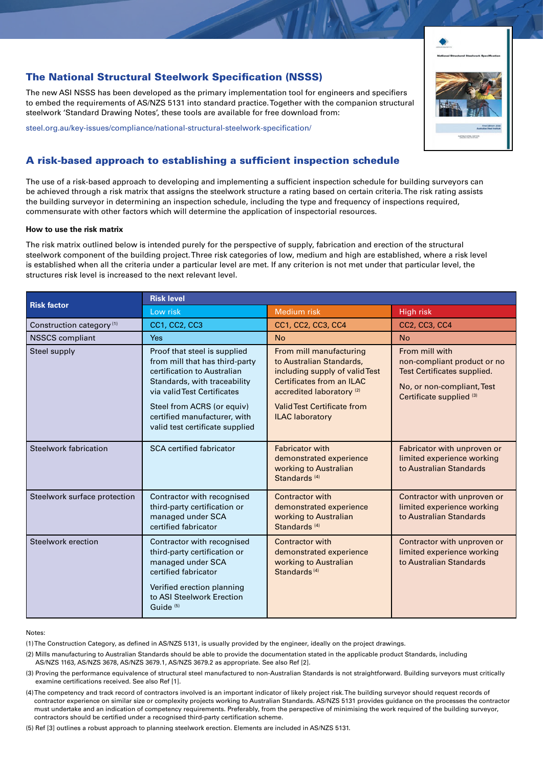## The National Structural Steelwork Specification (NSSS)

The new ASI NSSS has been developed as the primary implementation tool for engineers and specifiers to embed the requirements of AS/NZS 5131 into standard practice. Together with the companion structural steelwork 'Standard Drawing Notes', these tools are available for free download from:

steel.org.au/key-issues/compliance/national-structural-steelwork-specification/

## A risk-based approach to establishing a sufficient inspection schedule

The use of a risk-based approach to developing and implementing a sufficient inspection schedule for building surveyors can be achieved through a risk matrix that assigns the steelwork structure a rating based on certain criteria. The risk rating assists the building surveyor in determining an inspection schedule, including the type and frequency of inspections required, commensurate with other factors which will determine the application of inspectorial resources.

#### How to use the risk matrix

The risk matrix outlined below is intended purely for the perspective of supply, fabrication and erection of the structural steelwork component of the building project. Three risk categories of low, medium and high are established, where a risk level is established when all the criteria under a particular level are met. If any criterion is not met under that particular level, the structures risk level is increased to the next relevant level.

| Risk factor | Risk level | | |
|---|---|---|---|
| | Low risk | Medium risk | High risk |
| Construction category [1] | CC1, CC2, CC3 | CC1, CC2, CC3, CC4 | CC2, CC3, CC4 |
| NSSCS compliant | Yes | No | No |
| Steel supply | Proof that steel is supplied from mill that has third-party certification to Australian Standards, with traceability via valid Test Certificates<br><br>Steel from ACRS (or equiv) certified manufacturer, with valid test certificate supplied | From mill manufacturing to Australian Standards, including supply of valid Test Certificates from an ILAC accredited laboratory [2]<br><br>Valid Test Certificate from ILAC laboratory | From mill with non-compliant product or no Test Certificates supplied.<br><br>No, or non-compliant, Test Certificate supplied [3] |
| Steelwork fabrication | SCA certified fabricator | Fabricator with demonstrated experience working to Australian Standards [4] | Fabricator with unproven or limited experience working to Australian Standards |
| Steelwork surface protection | Contractor with recognised third-party certification or managed under SCA certified fabricator | Contractor with demonstrated experience working to Australian Standards [4] | Contractor with unproven or limited experience working to Australian Standards |
| Steelwork erection | Contractor with recognised third-party certification or managed under SCA certified fabricator<br><br>Verified erection planning to ASI Steelwork Erection Guide [5] | Contractor with demonstrated experience working to Australian Standards [4] | Contractor with unproven or limited experience working to Australian Standards |

Notes:

(1) The Construction Category, as defined in AS/NZS 5131, is usually provided by the engineer, ideally on the project drawings.

(2) Mills manufacturing to Australian Standards should be able to provide the documentation stated in the applicable product Standards, including AS/NZS 1163, AS/NZS 3678, AS/NZS 3679.1, AS/NZS 3679.2 as appropriate. See also Ref [2].

(3) Proving the performance equivalence of structural steel manufactured to non-Australian Standards is not straightforward. Building surveyors must critically examine certifications received. See also Ref [1].

(4) The competency and track record of contractors involved is an important indicator of likely project risk. The building surveyor should request records of contractor experience on similar size or complexity projects working to Australian Standards. AS/NZS 5131 provides guidance on the processes the contractor must undertake and an indication of competency requirements. Preferably, from the perspective of minimising the work required of the building surveyor, contractors should be certified under a recognised third-party certification scheme.

(5) Ref [3] outlines a robust approach to planning steelwork erection. Elements are included in AS/NZS 5131.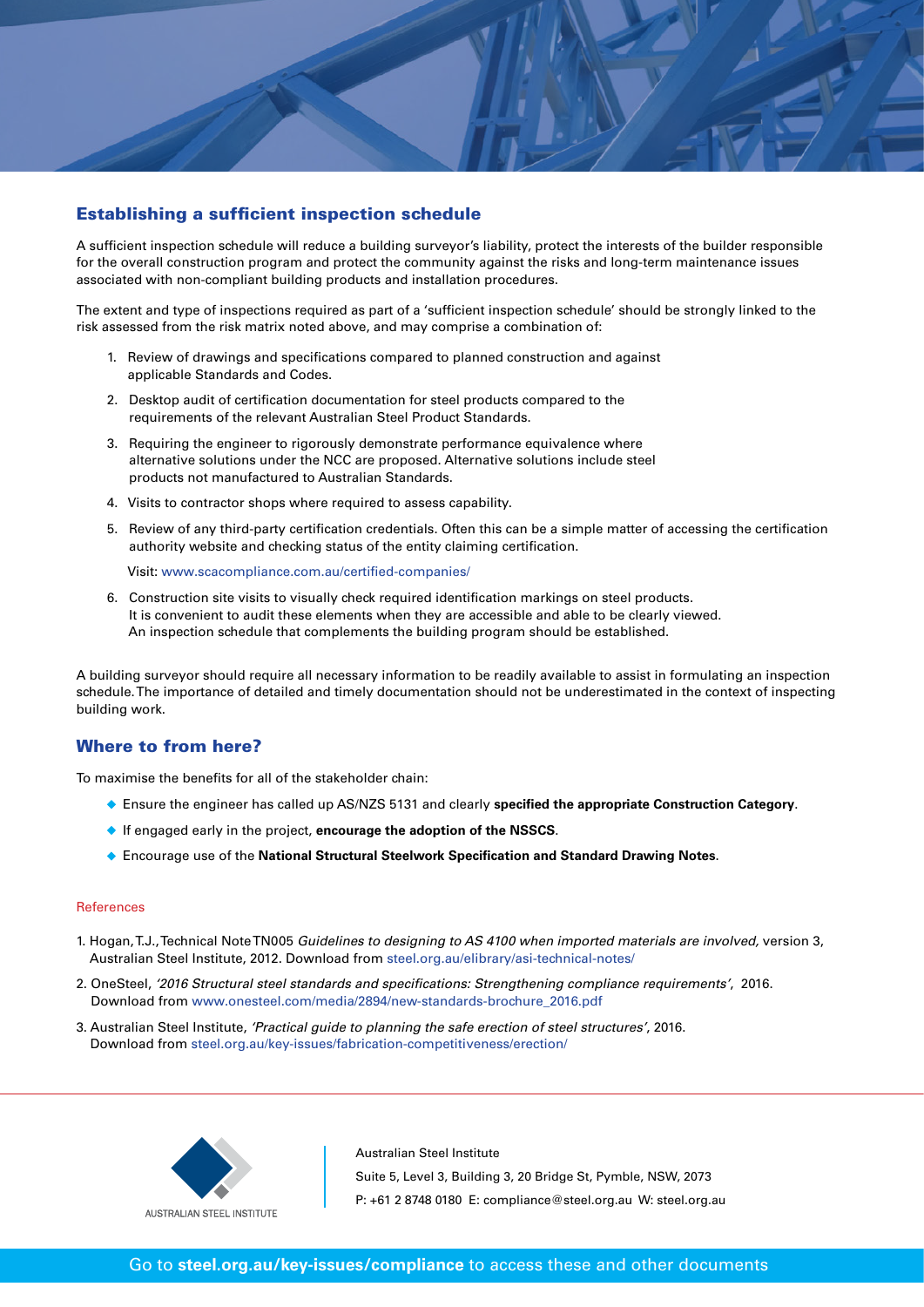## Establishing a sufficient inspection schedule

A sufficient inspection schedule will reduce a building surveyor's liability, protect the interests of the builder responsible for the overall construction program and protect the community against the risks and long-term maintenance issues associated with non-compliant building products and installation procedures.

The extent and type of inspections required as part of a 'sufficient inspection schedule' should be strongly linked to the risk assessed from the risk matrix noted above, and may comprise a combination of:

1. Review of drawings and specifications compared to planned construction and against applicable Standards and Codes.
2. Desktop audit of certification documentation for steel products compared to the requirements of the relevant Australian Steel Product Standards.
3. Requiring the engineer to rigorously demonstrate performance equivalence where alternative solutions under the NCC are proposed. Alternative solutions include steel products not manufactured to Australian Standards.
4. Visits to contractor shops where required to assess capability.
5. Review of any third-party certification credentials. Often this can be a simple matter of accessing the certification authority website and checking status of the entity claiming certification.

   Visit: www.scacompliance.com.au/certified-companies/

6. Construction site visits to visually check required identification markings on steel products. It is convenient to audit these elements when they are accessible and able to be clearly viewed. An inspection schedule that complements the building program should be established.

A building surveyor should require all necessary information to be readily available to assist in formulating an inspection schedule. The importance of detailed and timely documentation should not be underestimated in the context of inspecting building work.

## Where to from here?

To maximise the benefits for all of the stakeholder chain:

- Ensure the engineer has called up AS/NZS 5131 and clearly **specified the appropriate Construction Category**.
- If engaged early in the project, **encourage the adoption of the NSSCS**.
- Encourage use of the **National Structural Steelwork Specification and Standard Drawing Notes**.

### References

1. Hogan, T.J., Technical Note TN005 *Guidelines to designing to AS 4100 when imported materials are involved,* version 3, Australian Steel Institute, 2012. Download from steel.org.au/elibrary/asi-technical-notes/
2. OneSteel, *'2016 Structural steel standards and specifications: Strengthening compliance requirements'*, 2016. Download from www.onesteel.com/media/2894/new-standards-brochure_2016.pdf
3. Australian Steel Institute, *'Practical guide to planning the safe erection of steel structures'*, 2016. Download from steel.org.au/key-issues/fabrication-competitiveness/erection/

AUSTRALIAN STEEL INSTITUTE

Australian Steel Institute
Suite 5, Level 3, Building 3, 20 Bridge St, Pymble, NSW, 2073
P: +61 2 8748 0180 E: compliance@steel.org.au W: steel.org.au

Go to **steel.org.au/key-issues/compliance** to access these and other documents